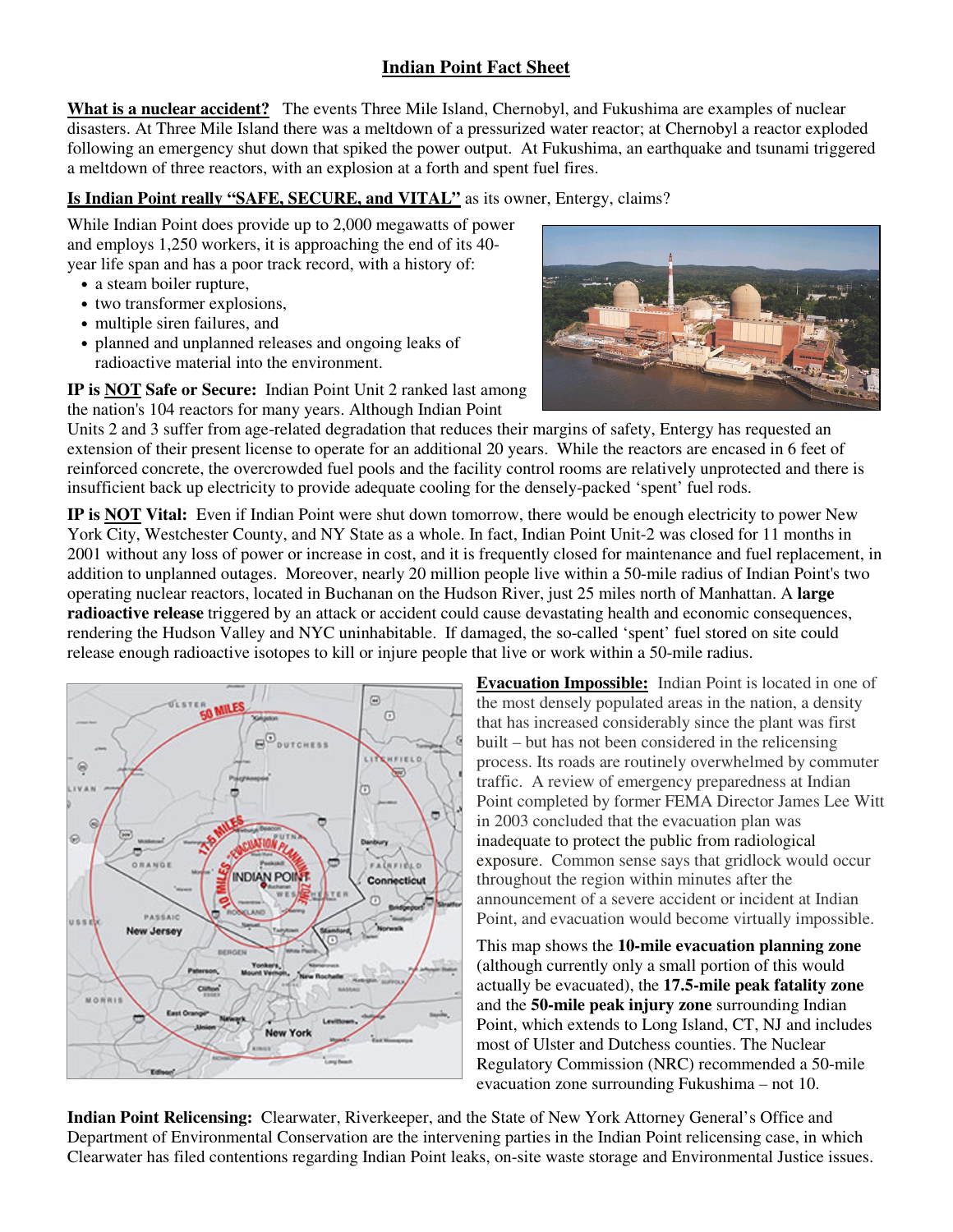# Indian Point Fact Sheet

**What is a nuclear accident?** The events Three Mile Island, Chernobyl, and Fukushima are examples of nuclear disasters. At Three Mile Island there was a meltdown of a pressurized water reactor; at Chernobyl a reactor exploded following an emergency shut down that spiked the power output. At Fukushima, an earthquake and tsunami triggered a meltdown of three reactors, with an explosion at a forth and spent fuel fires.

**Is Indian Point really "SAFE, SECURE, and VITAL"** as its owner, Entergy, claims?

While Indian Point does provide up to 2,000 megawatts of power and employs 1,250 workers, it is approaching the end of its 40-year life span and has a poor track record, with a history of:

- a steam boiler rupture,
- two transformer explosions,
- multiple siren failures, and
- planned and unplanned releases and ongoing leaks of radioactive material into the environment.

**IP is NOT Safe or Secure:** Indian Point Unit 2 ranked last among the nation's 104 reactors for many years. Although Indian Point Units 2 and 3 suffer from age-related degradation that reduces their margins of safety, Entergy has requested an extension of their present license to operate for an additional 20 years. While the reactors are encased in 6 feet of reinforced concrete, the overcrowded fuel pools and the facility control rooms are relatively unprotected and there is insufficient back up electricity to provide adequate cooling for the densely-packed 'spent' fuel rods.

**IP is NOT Vital:** Even if Indian Point were shut down tomorrow, there would be enough electricity to power New York City, Westchester County, and NY State as a whole. In fact, Indian Point Unit-2 was closed for 11 months in 2001 without any loss of power or increase in cost, and it is frequently closed for maintenance and fuel replacement, in addition to unplanned outages. Moreover, nearly 20 million people live within a 50-mile radius of Indian Point's two operating nuclear reactors, located in Buchanan on the Hudson River, just 25 miles north of Manhattan. A **large radioactive release** triggered by an attack or accident could cause devastating health and economic consequences, rendering the Hudson Valley and NYC uninhabitable. If damaged, the so-called 'spent' fuel stored on site could release enough radioactive isotopes to kill or injure people that live or work within a 50-mile radius.

**Evacuation Impossible:** Indian Point is located in one of the most densely populated areas in the nation, a density that has increased considerably since the plant was first built – but has not been considered in the relicensing process. Its roads are routinely overwhelmed by commuter traffic. A review of emergency preparedness at Indian Point completed by former FEMA Director James Lee Witt in 2003 concluded that the evacuation plan was inadequate to protect the public from radiological exposure. Common sense says that gridlock would occur throughout the region within minutes after the announcement of a severe accident or incident at Indian Point, and evacuation would become virtually impossible.

This map shows the **10-mile evacuation planning zone** (although currently only a small portion of this would actually be evacuated), the **17.5-mile peak fatality zone** and the **50-mile peak injury zone** surrounding Indian Point, which extends to Long Island, CT, NJ and includes most of Ulster and Dutchess counties. The Nuclear Regulatory Commission (NRC) recommended a 50-mile evacuation zone surrounding Fukushima – not 10.

**Indian Point Relicensing:** Clearwater, Riverkeeper, and the State of New York Attorney General's Office and Department of Environmental Conservation are the intervening parties in the Indian Point relicensing case, in which Clearwater has filed contentions regarding Indian Point leaks, on-site waste storage and Environmental Justice issues.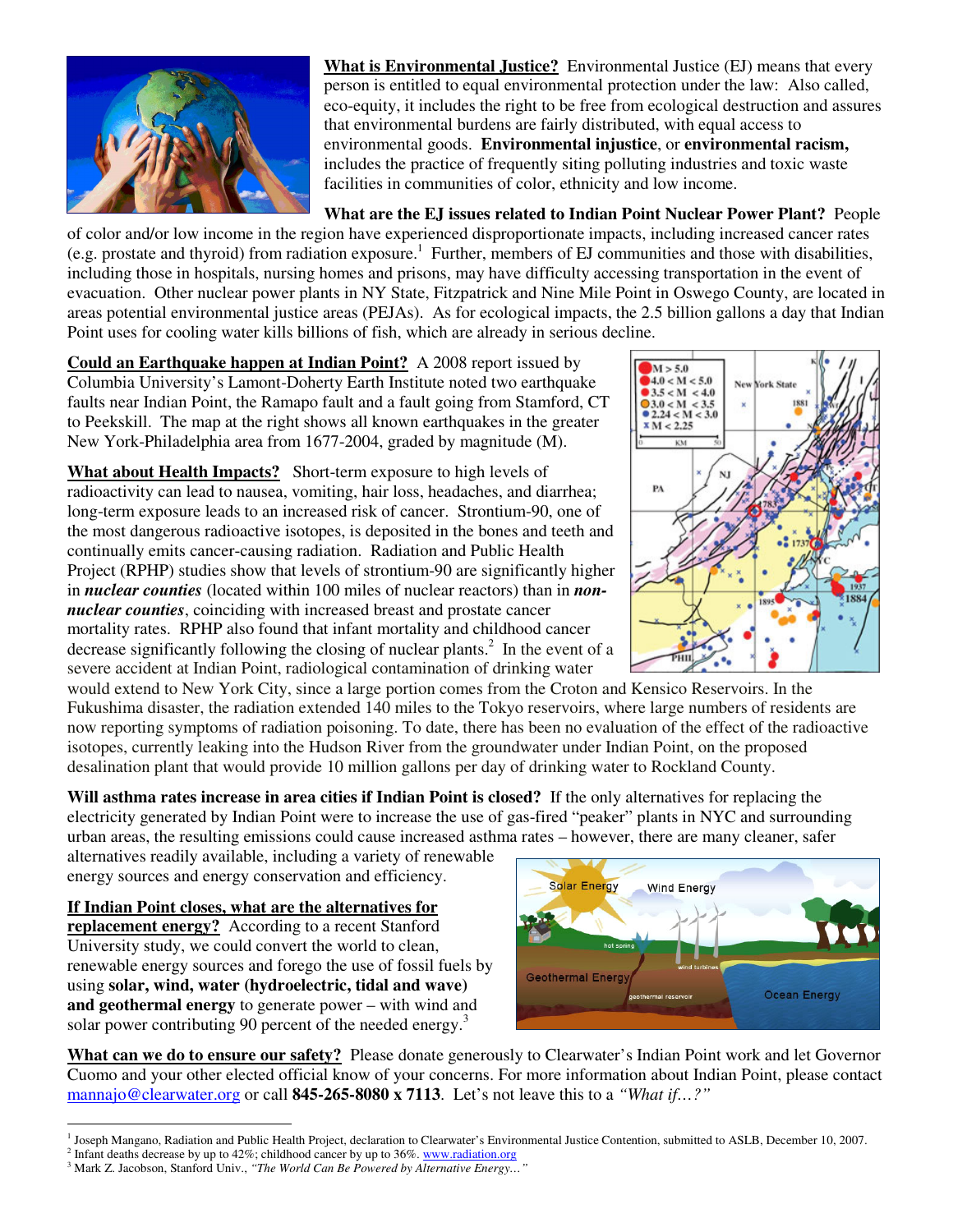**What is Environmental Justice?** Environmental Justice (EJ) means that every person is entitled to equal environmental protection under the law: Also called, eco-equity, it includes the right to be free from ecological destruction and assures that environmental burdens are fairly distributed, with equal access to environmental goods. **Environmental injustice**, or **environmental racism,** includes the practice of frequently siting polluting industries and toxic waste facilities in communities of color, ethnicity and low income.

**What are the EJ issues related to Indian Point Nuclear Power Plant?** People of color and/or low income in the region have experienced disproportionate impacts, including increased cancer rates (e.g. prostate and thyroid) from radiation exposure.[1] Further, members of EJ communities and those with disabilities, including those in hospitals, nursing homes and prisons, may have difficulty accessing transportation in the event of evacuation. Other nuclear power plants in NY State, Fitzpatrick and Nine Mile Point in Oswego County, are located in areas potential environmental justice areas (PEJAs). As for ecological impacts, the 2.5 billion gallons a day that Indian Point uses for cooling water kills billions of fish, which are already in serious decline.

**Could an Earthquake happen at Indian Point?** A 2008 report issued by Columbia University's Lamont-Doherty Earth Institute noted two earthquake faults near Indian Point, the Ramapo fault and a fault going from Stamford, CT to Peekskill. The map at the right shows all known earthquakes in the greater New York-Philadelphia area from 1677-2004, graded by magnitude (M).

M > 5.0
4.0 < M < 5.0
3.5 < M < 4.0
3.0 < M < 3.5
2.24 < M < 3.0
M < 2.25
KM
New York State
PA
NJ
CT
NYC
PHIL
1881
1783
1737
1937
1884
1895

**What about Health Impacts?** Short-term exposure to high levels of radioactivity can lead to nausea, vomiting, hair loss, headaches, and diarrhea; long-term exposure leads to an increased risk of cancer. Strontium-90, one of the most dangerous radioactive isotopes, is deposited in the bones and teeth and continually emits cancer-causing radiation. Radiation and Public Health Project (RPHP) studies show that levels of strontium-90 are significantly higher in ***nuclear counties*** (located within 100 miles of nuclear reactors) than in ***non-nuclear counties***, coinciding with increased breast and prostate cancer mortality rates. RPHP also found that infant mortality and childhood cancer decrease significantly following the closing of nuclear plants.[2] In the event of a severe accident at Indian Point, radiological contamination of drinking water would extend to New York City, since a large portion comes from the Croton and Kensico Reservoirs. In the Fukushima disaster, the radiation extended 140 miles to the Tokyo reservoirs, where large numbers of residents are now reporting symptoms of radiation poisoning. To date, there has been no evaluation of the effect of the radioactive isotopes, currently leaking into the Hudson River from the groundwater under Indian Point, on the proposed desalination plant that would provide 10 million gallons per day of drinking water to Rockland County.

**Will asthma rates increase in area cities if Indian Point is closed?** If the only alternatives for replacing the electricity generated by Indian Point were to increase the use of gas-fired "peaker" plants in NYC and surrounding urban areas, the resulting emissions could cause increased asthma rates – however, there are many cleaner, safer alternatives readily available, including a variety of renewable energy sources and energy conservation and efficiency.

**If Indian Point closes, what are the alternatives for replacement energy?** According to a recent Stanford University study, we could convert the world to clean, renewable energy sources and forego the use of fossil fuels by using **solar, wind, water (hydroelectric, tidal and wave) and geothermal energy** to generate power – with wind and solar power contributing 90 percent of the needed energy.[3]

Solar Energy
Wind Energy
hot spring
wind turbines
Geothermal Energy
geothermal reservoir
Ocean Energy

**What can we do to ensure our safety?** Please donate generously to Clearwater's Indian Point work and let Governor Cuomo and your other elected official know of your concerns. For more information about Indian Point, please contact mannajo@clearwater.org or call **845-265-8080 x 7113**. Let's not leave this to a *"What if…?"*

---

[1] Joseph Mangano, Radiation and Public Health Project, declaration to Clearwater's Environmental Justice Contention, submitted to ASLB, December 10, 2007.
[2] Infant deaths decrease by up to 42%; childhood cancer by up to 36%. www.radiation.org
[3] Mark Z. Jacobson, Stanford Univ., *"The World Can Be Powered by Alternative Energy…"*